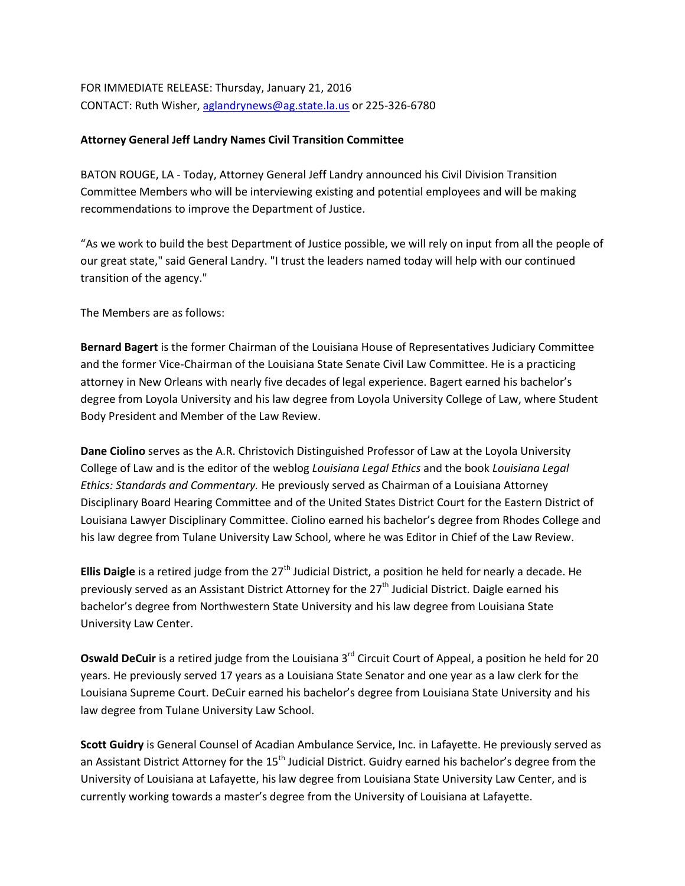FOR IMMEDIATE RELEASE: Thursday, January 21, 2016
CONTACT: Ruth Wisher, aglandrynews@ag.state.la.us or 225-326-6780

**Attorney General Jeff Landry Names Civil Transition Committee**

BATON ROUGE, LA - Today, Attorney General Jeff Landry announced his Civil Division Transition Committee Members who will be interviewing existing and potential employees and will be making recommendations to improve the Department of Justice.

"As we work to build the best Department of Justice possible, we will rely on input from all the people of our great state," said General Landry. "I trust the leaders named today will help with our continued transition of the agency."

The Members are as follows:

**Bernard Bagert** is the former Chairman of the Louisiana House of Representatives Judiciary Committee and the former Vice-Chairman of the Louisiana State Senate Civil Law Committee. He is a practicing attorney in New Orleans with nearly five decades of legal experience. Bagert earned his bachelor's degree from Loyola University and his law degree from Loyola University College of Law, where Student Body President and Member of the Law Review.

**Dane Ciolino** serves as the A.R. Christovich Distinguished Professor of Law at the Loyola University College of Law and is the editor of the weblog *Louisiana Legal Ethics* and the book *Louisiana Legal Ethics: Standards and Commentary.* He previously served as Chairman of a Louisiana Attorney Disciplinary Board Hearing Committee and of the United States District Court for the Eastern District of Louisiana Lawyer Disciplinary Committee. Ciolino earned his bachelor's degree from Rhodes College and his law degree from Tulane University Law School, where he was Editor in Chief of the Law Review.

**Ellis Daigle** is a retired judge from the 27th Judicial District, a position he held for nearly a decade. He previously served as an Assistant District Attorney for the 27th Judicial District. Daigle earned his bachelor's degree from Northwestern State University and his law degree from Louisiana State University Law Center.

**Oswald DeCuir** is a retired judge from the Louisiana 3rd Circuit Court of Appeal, a position he held for 20 years. He previously served 17 years as a Louisiana State Senator and one year as a law clerk for the Louisiana Supreme Court. DeCuir earned his bachelor's degree from Louisiana State University and his law degree from Tulane University Law School.

**Scott Guidry** is General Counsel of Acadian Ambulance Service, Inc. in Lafayette. He previously served as an Assistant District Attorney for the 15th Judicial District. Guidry earned his bachelor's degree from the University of Louisiana at Lafayette, his law degree from Louisiana State University Law Center, and is currently working towards a master's degree from the University of Louisiana at Lafayette.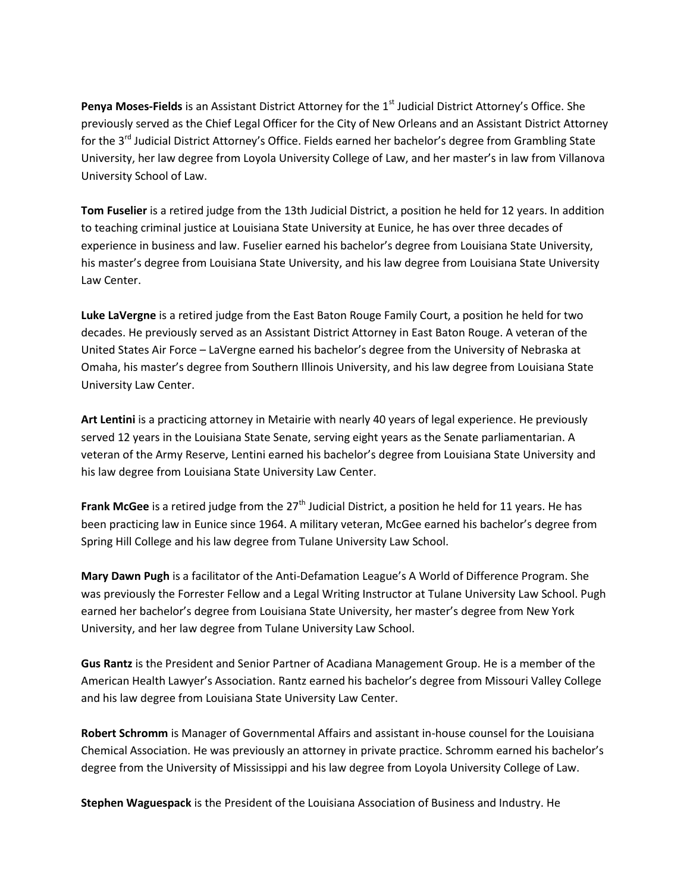**Penya Moses-Fields** is an Assistant District Attorney for the 1st Judicial District Attorney's Office. She previously served as the Chief Legal Officer for the City of New Orleans and an Assistant District Attorney for the 3rd Judicial District Attorney's Office. Fields earned her bachelor's degree from Grambling State University, her law degree from Loyola University College of Law, and her master's in law from Villanova University School of Law.

**Tom Fuselier** is a retired judge from the 13th Judicial District, a position he held for 12 years. In addition to teaching criminal justice at Louisiana State University at Eunice, he has over three decades of experience in business and law. Fuselier earned his bachelor's degree from Louisiana State University, his master's degree from Louisiana State University, and his law degree from Louisiana State University Law Center.

**Luke LaVergne** is a retired judge from the East Baton Rouge Family Court, a position he held for two decades. He previously served as an Assistant District Attorney in East Baton Rouge. A veteran of the United States Air Force – LaVergne earned his bachelor's degree from the University of Nebraska at Omaha, his master's degree from Southern Illinois University, and his law degree from Louisiana State University Law Center.

**Art Lentini** is a practicing attorney in Metairie with nearly 40 years of legal experience. He previously served 12 years in the Louisiana State Senate, serving eight years as the Senate parliamentarian. A veteran of the Army Reserve, Lentini earned his bachelor's degree from Louisiana State University and his law degree from Louisiana State University Law Center.

**Frank McGee** is a retired judge from the 27th Judicial District, a position he held for 11 years. He has been practicing law in Eunice since 1964. A military veteran, McGee earned his bachelor's degree from Spring Hill College and his law degree from Tulane University Law School.

**Mary Dawn Pugh** is a facilitator of the Anti-Defamation League's A World of Difference Program. She was previously the Forrester Fellow and a Legal Writing Instructor at Tulane University Law School. Pugh earned her bachelor's degree from Louisiana State University, her master's degree from New York University, and her law degree from Tulane University Law School.

**Gus Rantz** is the President and Senior Partner of Acadiana Management Group. He is a member of the American Health Lawyer's Association. Rantz earned his bachelor's degree from Missouri Valley College and his law degree from Louisiana State University Law Center.

**Robert Schromm** is Manager of Governmental Affairs and assistant in-house counsel for the Louisiana Chemical Association. He was previously an attorney in private practice. Schromm earned his bachelor's degree from the University of Mississippi and his law degree from Loyola University College of Law.

**Stephen Waguespack** is the President of the Louisiana Association of Business and Industry. He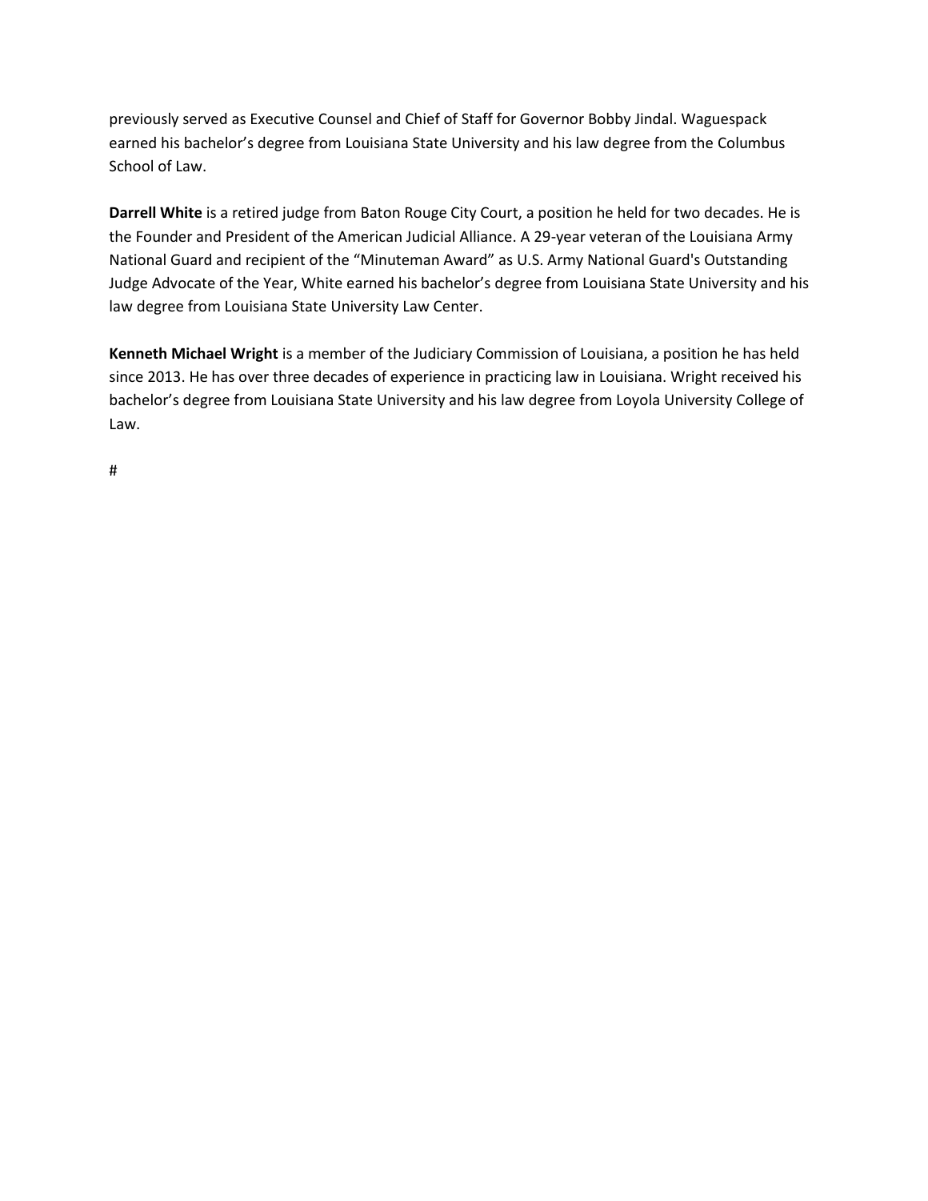previously served as Executive Counsel and Chief of Staff for Governor Bobby Jindal. Waguespack earned his bachelor's degree from Louisiana State University and his law degree from the Columbus School of Law.

**Darrell White** is a retired judge from Baton Rouge City Court, a position he held for two decades. He is the Founder and President of the American Judicial Alliance. A 29-year veteran of the Louisiana Army National Guard and recipient of the "Minuteman Award" as U.S. Army National Guard's Outstanding Judge Advocate of the Year, White earned his bachelor's degree from Louisiana State University and his law degree from Louisiana State University Law Center.

**Kenneth Michael Wright** is a member of the Judiciary Commission of Louisiana, a position he has held since 2013. He has over three decades of experience in practicing law in Louisiana. Wright received his bachelor's degree from Louisiana State University and his law degree from Loyola University College of Law.

#